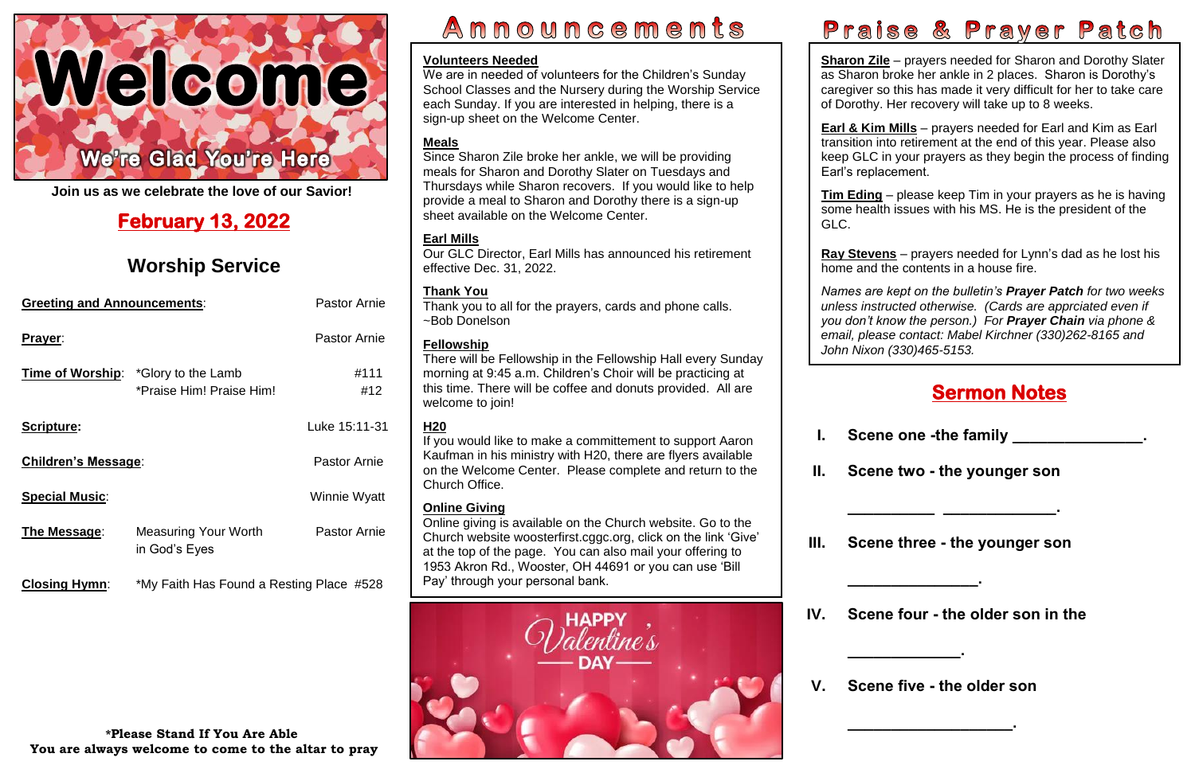# Welcome

We're Glad You're Here

**Join us as we celebrate the love of our Savior!**

## February 13, 2022

## Worship Service

| | | |
|---|---|---|
| **Greeting and Announcements**: | | Pastor Arnie |
| **Prayer**: | | Pastor Arnie |
| **Time of Worship**: | *Glory to the Lamb | #111 |
| | *Praise Him! Praise Him! | #12 |
| **Scripture:** | | Luke 15:11-31 |
| **Children's Message**: | | Pastor Arnie |
| **Special Music**: | | Winnie Wyatt |
| **The Message**: | Measuring Your Worth in God's Eyes | Pastor Arnie |
| **Closing Hymn**: | *My Faith Has Found a Resting Place | #528 |

**\*Please Stand If You Are Able**
**You are always welcome to come to the altar to pray**

# Announcements

**Volunteers Needed**
We are in needed of volunteers for the Children's Sunday School Classes and the Nursery during the Worship Service each Sunday. If you are interested in helping, there is a sign-up sheet on the Welcome Center.

**Meals**
Since Sharon Zile broke her ankle, we will be providing meals for Sharon and Dorothy Slater on Tuesdays and Thursdays while Sharon recovers. If you would like to help provide a meal to Sharon and Dorothy there is a sign-up sheet available on the Welcome Center.

**Earl Mills**
Our GLC Director, Earl Mills has announced his retirement effective Dec. 31, 2022.

**Thank You**
Thank you to all for the prayers, cards and phone calls. ~Bob Donelson

**Fellowship**
There will be Fellowship in the Fellowship Hall every Sunday morning at 9:45 a.m. Children's Choir will be practicing at this time. There will be coffee and donuts provided. All are welcome to join!

**H20**
If you would like to make a committement to support Aaron Kaufman in his ministry with H20, there are flyers available on the Welcome Center. Please complete and return to the Church Office.

**Online Giving**
Online giving is available on the Church website. Go to the Church website woosterfirst.cggc.org, click on the link 'Give' at the top of the page. You can also mail your offering to 1953 Akron Rd., Wooster, OH 44691 or you can use 'Bill Pay' through your personal bank.

HAPPY Valentine's DAY

# Praise & Prayer Patch

**Sharon Zile** – prayers needed for Sharon and Dorothy Slater as Sharon broke her ankle in 2 places. Sharon is Dorothy's caregiver so this has made it very difficult for her to take care of Dorothy. Her recovery will take up to 8 weeks.

**Earl & Kim Mills** – prayers needed for Earl and Kim as Earl transition into retirement at the end of this year. Please also keep GLC in your prayers as they begin the process of finding Earl's replacement.

**Tim Eding** – please keep Tim in your prayers as he is having some health issues with his MS. He is the president of the GLC.

**Ray Stevens** – prayers needed for Lynn's dad as he lost his home and the contents in a house fire.

*Names are kept on the bulletin's **Prayer Patch** for two weeks unless instructed otherwise. (Cards are apprciated even if you don't know the person.) For **Prayer Chain** via phone & email, please contact: Mabel Kirchner (330)262-8165 and John Nixon (330)465-5153.*

## Sermon Notes

I. **Scene one -the family _______________.**

II. **Scene two - the younger son**

**__________ _____________.**

III. **Scene three - the younger son**

**_______________.**

IV. **Scene four - the older son in the**

**_____________.**

V. **Scene five - the older son**

**___________________.**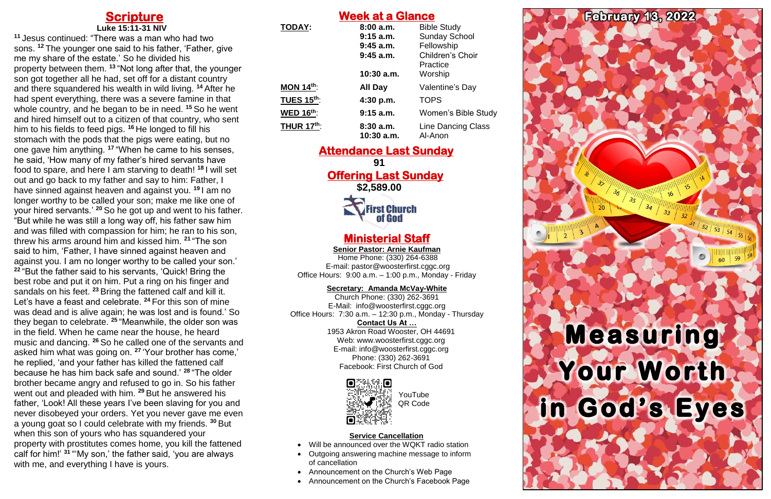# Scripture

**Luke 15:11-31 NIV**

[11] Jesus continued: "There was a man who had two sons. [12] The younger one said to his father, 'Father, give me my share of the estate.' So he divided his property between them. [13] "Not long after that, the younger son got together all he had, set off for a distant country and there squandered his wealth in wild living. [14] After he had spent everything, there was a severe famine in that whole country, and he began to be in need. [15] So he went and hired himself out to a citizen of that country, who sent him to his fields to feed pigs. [16] He longed to fill his stomach with the pods that the pigs were eating, but no one gave him anything. [17] "When he came to his senses, he said, 'How many of my father's hired servants have food to spare, and here I am starving to death! [18] I will set out and go back to my father and say to him: Father, I have sinned against heaven and against you. [19] I am no longer worthy to be called your son; make me like one of your hired servants.' [20] So he got up and went to his father. "But while he was still a long way off, his father saw him and was filled with compassion for him; he ran to his son, threw his arms around him and kissed him. [21] "The son said to him, 'Father, I have sinned against heaven and against you. I am no longer worthy to be called your son.' [22] "But the father said to his servants, 'Quick! Bring the best robe and put it on him. Put a ring on his finger and sandals on his feet. [23] Bring the fattened calf and kill it. Let's have a feast and celebrate. [24] For this son of mine was dead and is alive again; he was lost and is found.' So they began to celebrate. [25] "Meanwhile, the older son was in the field. When he came near the house, he heard music and dancing. [26] So he called one of the servants and asked him what was going on. [27] 'Your brother has come,' he replied, 'and your father has killed the fattened calf because he has him back safe and sound.' [28] "The older brother became angry and refused to go in. So his father went out and pleaded with him. [29] But he answered his father, 'Look! All these years I've been slaving for you and never disobeyed your orders. Yet you never gave me even a young goat so I could celebrate with my friends. [30] But when this son of yours who has squandered your property with prostitutes comes home, you kill the fattened calf for him!' [31] "'My son,' the father said, 'you are always with me, and everything I have is yours.

# Week at a Glance

| | | |
|---|---|---|
| **TODAY:** | **8:00 a.m.** | Bible Study |
| | **9:15 a.m.** | Sunday School |
| | **9:45 a.m.** | Fellowship |
| | **9:45 a.m.** | Children's Choir Practice |
| | **10:30 a.m.** | Worship |
| **MON 14th:** | **All Day** | Valentine's Day |
| **TUES 15th:** | **4:30 p.m.** | TOPS |
| **WED 16th:** | **9:15 a.m.** | Women's Bible Study |
| **THUR 17th:** | **8:30 a.m.** | Line Dancing Class |
| | **10:30 a.m.** | Al-Anon |

## Attendance Last Sunday

**91**

## Offering Last Sunday

**$2,589.00**

First Church of God

## Ministerial Staff

**Senior Pastor: Arnie Kaufman**
Home Phone: (330) 264-6388
E-mail: pastor@woosterfirst.cggc.org
Office Hours: 9:00 a.m. – 1:00 p.m., Monday - Friday

**Secretary: Amanda McVay-White**
Church Phone: (330) 262-3691
E-Mail: info@woosterfirst.cggc.org
Office Hours: 7:30 a.m. – 12:30 p.m., Monday - Thursday

**Contact Us At …**
1953 Akron Road Wooster, OH 44691
Web: www.woosterfirst.cggc.org
E-mail: info@woosterfirst.cggc.org
Phone: (330) 262-3691
Facebook: First Church of God

YouTube QR Code

**Service Cancellation**

- Will be announced over the WQKT radio station
- Outgoing answering machine message to inform of cancellation
- Announcement on the Church's Web Page
- Announcement on the Church's Facebook Page

February 13, 2022

# Measuring Your Worth in God's Eyes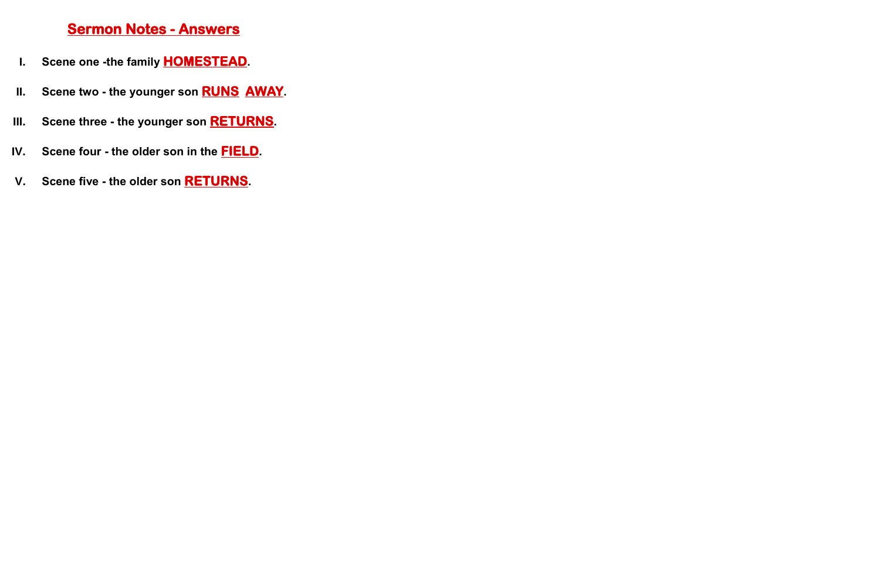## Sermon Notes - Answers

I. Scene one -the family **HOMESTEAD**.

II. Scene two - the younger son **RUNS AWAY**.

III. Scene three - the younger son **RETURNS**.

IV. Scene four - the older son in the **FIELD**.

V. Scene five - the older son **RETURNS**.